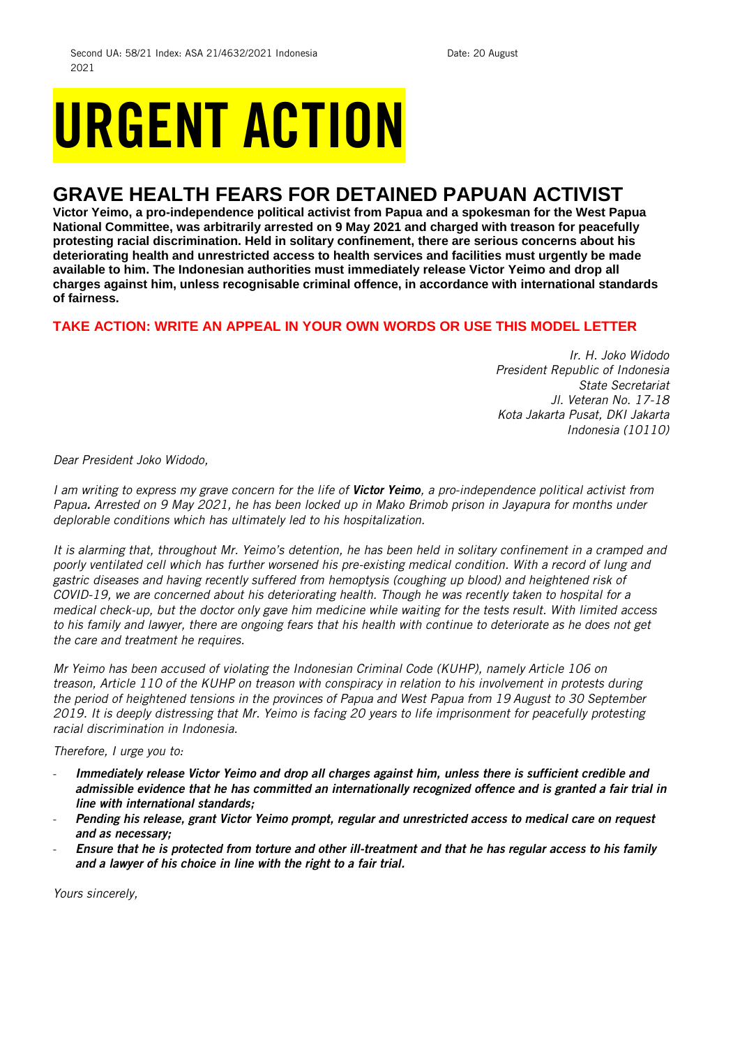Second UA: 58/21 Index: ASA 21/4632/2021 Indonesia Date: 20 August 2021

# URGENT ACTION

## GRAVE HEALTH FEARS FOR DETAINED PAPUAN ACTIVIST

**Victor Yeimo, a pro-independence political activist from Papua and a spokesman for the West Papua National Committee, was arbitrarily arrested on 9 May 2021 and charged with treason for peacefully protesting racial discrimination. Held in solitary confinement, there are serious concerns about his deteriorating health and unrestricted access to health services and facilities must urgently be made available to him. The Indonesian authorities must immediately release Victor Yeimo and drop all charges against him, unless recognisable criminal offence, in accordance with international standards of fairness.**

**TAKE ACTION: WRITE AN APPEAL IN YOUR OWN WORDS OR USE THIS MODEL LETTER**

*Ir. H. Joko Widodo*
*President Republic of Indonesia*
*State Secretariat*
*Jl. Veteran No. 17-18*
*Kota Jakarta Pusat, DKI Jakarta*
*Indonesia (10110)*

*Dear President Joko Widodo,*

*I am writing to express my grave concern for the life of **Victor Yeimo**, a pro-independence political activist from Papua. Arrested on 9 May 2021, he has been locked up in Mako Brimob prison in Jayapura for months under deplorable conditions which has ultimately led to his hospitalization.*

*It is alarming that, throughout Mr. Yeimo's detention, he has been held in solitary confinement in a cramped and poorly ventilated cell which has further worsened his pre-existing medical condition. With a record of lung and gastric diseases and having recently suffered from hemoptysis (coughing up blood) and heightened risk of COVID-19, we are concerned about his deteriorating health. Though he was recently taken to hospital for a medical check-up, but the doctor only gave him medicine while waiting for the tests result. With limited access to his family and lawyer, there are ongoing fears that his health with continue to deteriorate as he does not get the care and treatment he requires.*

*Mr Yeimo has been accused of violating the Indonesian Criminal Code (KUHP), namely Article 106 on treason, Article 110 of the KUHP on treason with conspiracy in relation to his involvement in protests during the period of heightened tensions in the provinces of Papua and West Papua from 19 August to 30 September 2019. It is deeply distressing that Mr. Yeimo is facing 20 years to life imprisonment for peacefully protesting racial discrimination in Indonesia.*

*Therefore, I urge you to:*

- ***Immediately release Victor Yeimo and drop all charges against him, unless there is sufficient credible and admissible evidence that he has committed an internationally recognized offence and is granted a fair trial in line with international standards;***
- ***Pending his release, grant Victor Yeimo prompt, regular and unrestricted access to medical care on request and as necessary;***
- ***Ensure that he is protected from torture and other ill-treatment and that he has regular access to his family and a lawyer of his choice in line with the right to a fair trial.***

*Yours sincerely,*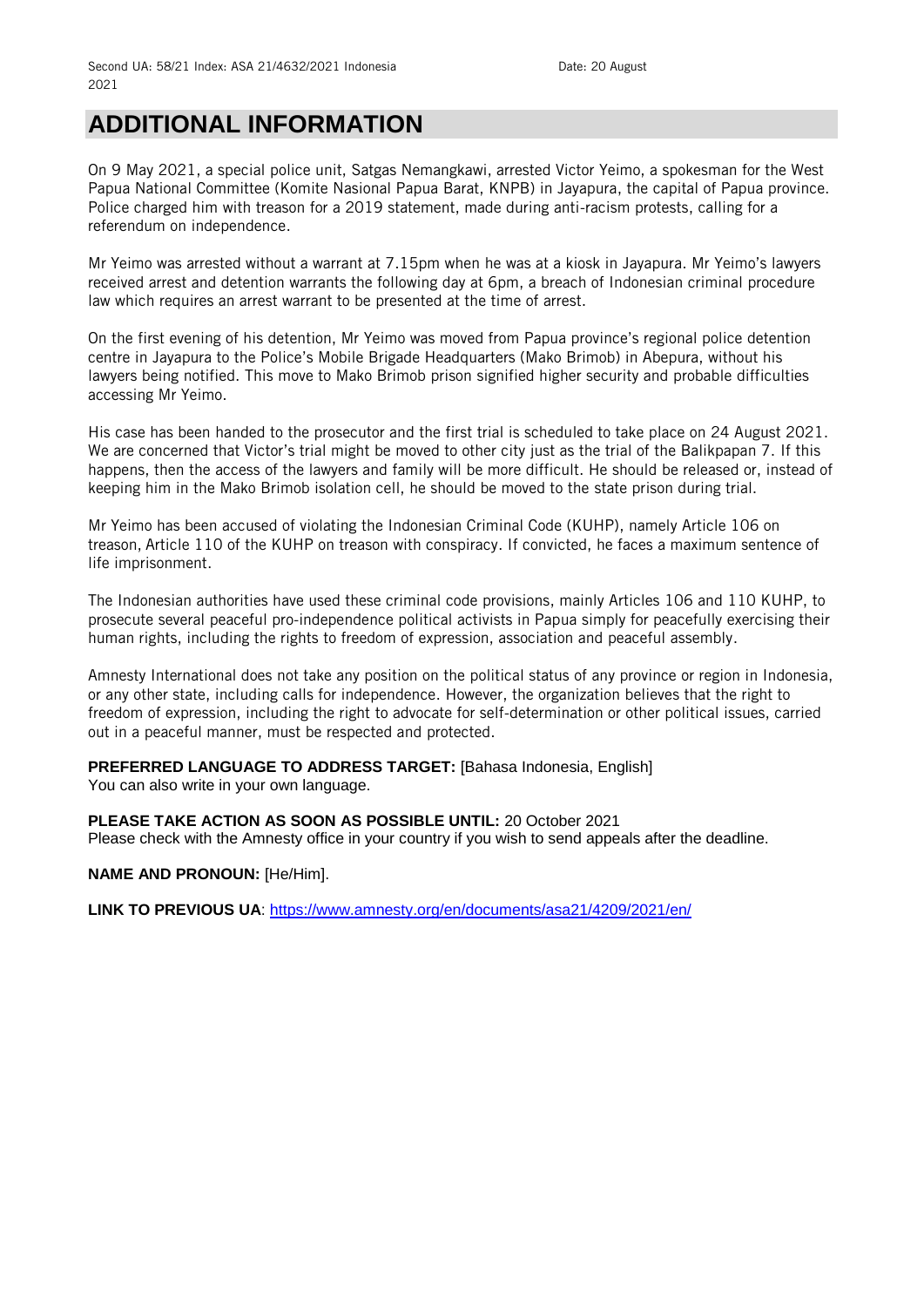# ADDITIONAL INFORMATION

On 9 May 2021, a special police unit, Satgas Nemangkawi, arrested Victor Yeimo, a spokesman for the West Papua National Committee (Komite Nasional Papua Barat, KNPB) in Jayapura, the capital of Papua province. Police charged him with treason for a 2019 statement, made during anti-racism protests, calling for a referendum on independence.

Mr Yeimo was arrested without a warrant at 7.15pm when he was at a kiosk in Jayapura. Mr Yeimo's lawyers received arrest and detention warrants the following day at 6pm, a breach of Indonesian criminal procedure law which requires an arrest warrant to be presented at the time of arrest.

On the first evening of his detention, Mr Yeimo was moved from Papua province's regional police detention centre in Jayapura to the Police's Mobile Brigade Headquarters (Mako Brimob) in Abepura, without his lawyers being notified. This move to Mako Brimob prison signified higher security and probable difficulties accessing Mr Yeimo.

His case has been handed to the prosecutor and the first trial is scheduled to take place on 24 August 2021. We are concerned that Victor's trial might be moved to other city just as the trial of the Balikpapan 7. If this happens, then the access of the lawyers and family will be more difficult. He should be released or, instead of keeping him in the Mako Brimob isolation cell, he should be moved to the state prison during trial.

Mr Yeimo has been accused of violating the Indonesian Criminal Code (KUHP), namely Article 106 on treason, Article 110 of the KUHP on treason with conspiracy. If convicted, he faces a maximum sentence of life imprisonment.

The Indonesian authorities have used these criminal code provisions, mainly Articles 106 and 110 KUHP, to prosecute several peaceful pro-independence political activists in Papua simply for peacefully exercising their human rights, including the rights to freedom of expression, association and peaceful assembly.

Amnesty International does not take any position on the political status of any province or region in Indonesia, or any other state, including calls for independence. However, the organization believes that the right to freedom of expression, including the right to advocate for self-determination or other political issues, carried out in a peaceful manner, must be respected and protected.

**PREFERRED LANGUAGE TO ADDRESS TARGET:** [Bahasa Indonesia, English]
You can also write in your own language.

**PLEASE TAKE ACTION AS SOON AS POSSIBLE UNTIL:** 20 October 2021
Please check with the Amnesty office in your country if you wish to send appeals after the deadline.

**NAME AND PRONOUN:** [He/Him].

**LINK TO PREVIOUS UA**: https://www.amnesty.org/en/documents/asa21/4209/2021/en/